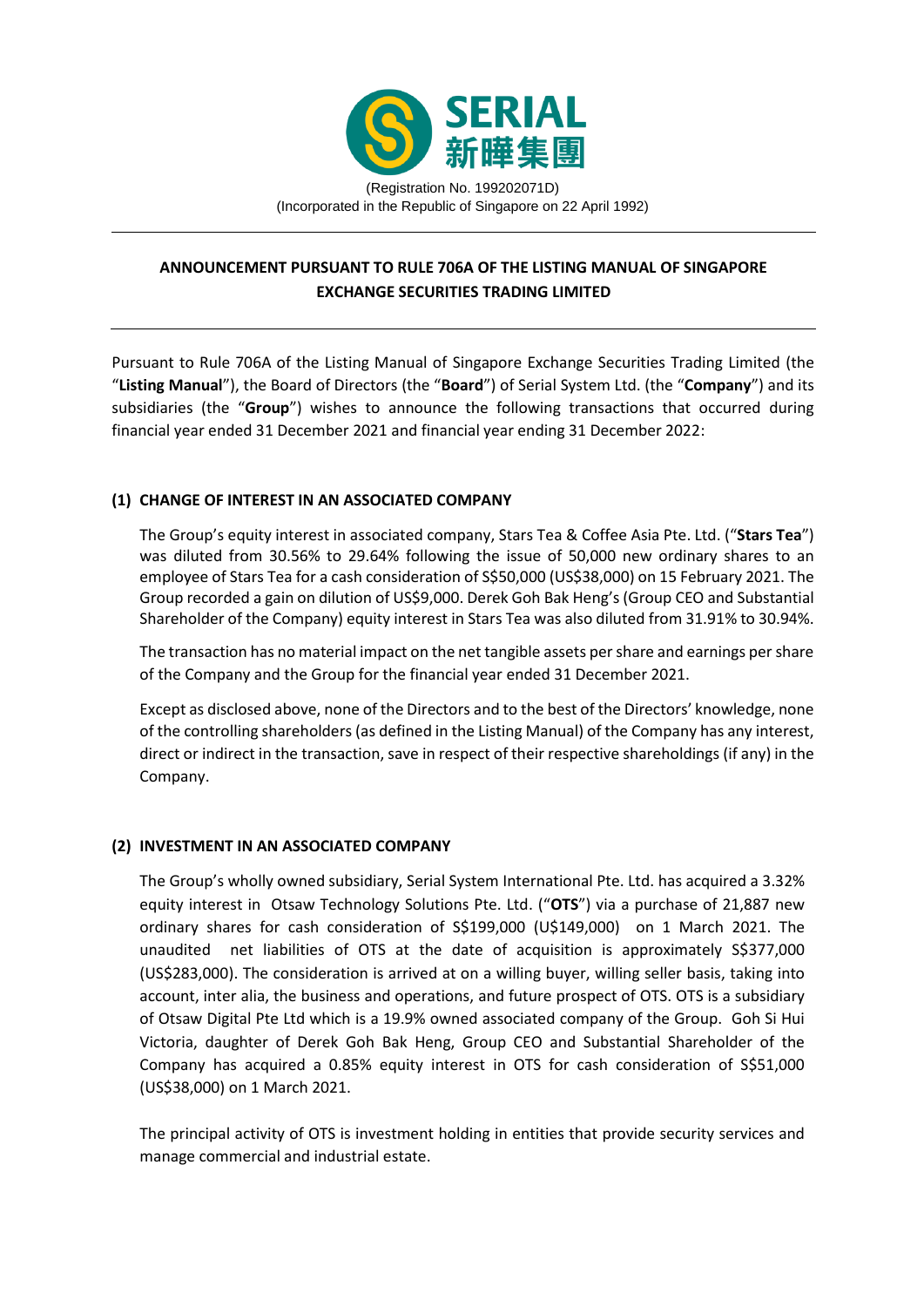**SERIAL**
**新曄集團**

(Registration No. 199202071D)
(Incorporated in the Republic of Singapore on 22 April 1992)

---

## ANNOUNCEMENT PURSUANT TO RULE 706A OF THE LISTING MANUAL OF SINGAPORE EXCHANGE SECURITIES TRADING LIMITED

---

Pursuant to Rule 706A of the Listing Manual of Singapore Exchange Securities Trading Limited (the "**Listing Manual**"), the Board of Directors (the "**Board**") of Serial System Ltd. (the "**Company**") and its subsidiaries (the "**Group**") wishes to announce the following transactions that occurred during financial year ended 31 December 2021 and financial year ending 31 December 2022:

### (1) CHANGE OF INTEREST IN AN ASSOCIATED COMPANY

The Group's equity interest in associated company, Stars Tea & Coffee Asia Pte. Ltd. ("**Stars Tea**") was diluted from 30.56% to 29.64% following the issue of 50,000 new ordinary shares to an employee of Stars Tea for a cash consideration of S$50,000 (US$38,000) on 15 February 2021. The Group recorded a gain on dilution of US$9,000. Derek Goh Bak Heng's (Group CEO and Substantial Shareholder of the Company) equity interest in Stars Tea was also diluted from 31.91% to 30.94%.

The transaction has no material impact on the net tangible assets per share and earnings per share of the Company and the Group for the financial year ended 31 December 2021.

Except as disclosed above, none of the Directors and to the best of the Directors' knowledge, none of the controlling shareholders (as defined in the Listing Manual) of the Company has any interest, direct or indirect in the transaction, save in respect of their respective shareholdings (if any) in the Company.

### (2) INVESTMENT IN AN ASSOCIATED COMPANY

The Group's wholly owned subsidiary, Serial System International Pte. Ltd. has acquired a 3.32% equity interest in Otsaw Technology Solutions Pte. Ltd. ("**OTS**") via a purchase of 21,887 new ordinary shares for cash consideration of S$199,000 (U$149,000) on 1 March 2021. The unaudited net liabilities of OTS at the date of acquisition is approximately S$377,000 (US$283,000). The consideration is arrived at on a willing buyer, willing seller basis, taking into account, inter alia, the business and operations, and future prospect of OTS. OTS is a subsidiary of Otsaw Digital Pte Ltd which is a 19.9% owned associated company of the Group. Goh Si Hui Victoria, daughter of Derek Goh Bak Heng, Group CEO and Substantial Shareholder of the Company has acquired a 0.85% equity interest in OTS for cash consideration of S$51,000 (US$38,000) on 1 March 2021.

The principal activity of OTS is investment holding in entities that provide security services and manage commercial and industrial estate.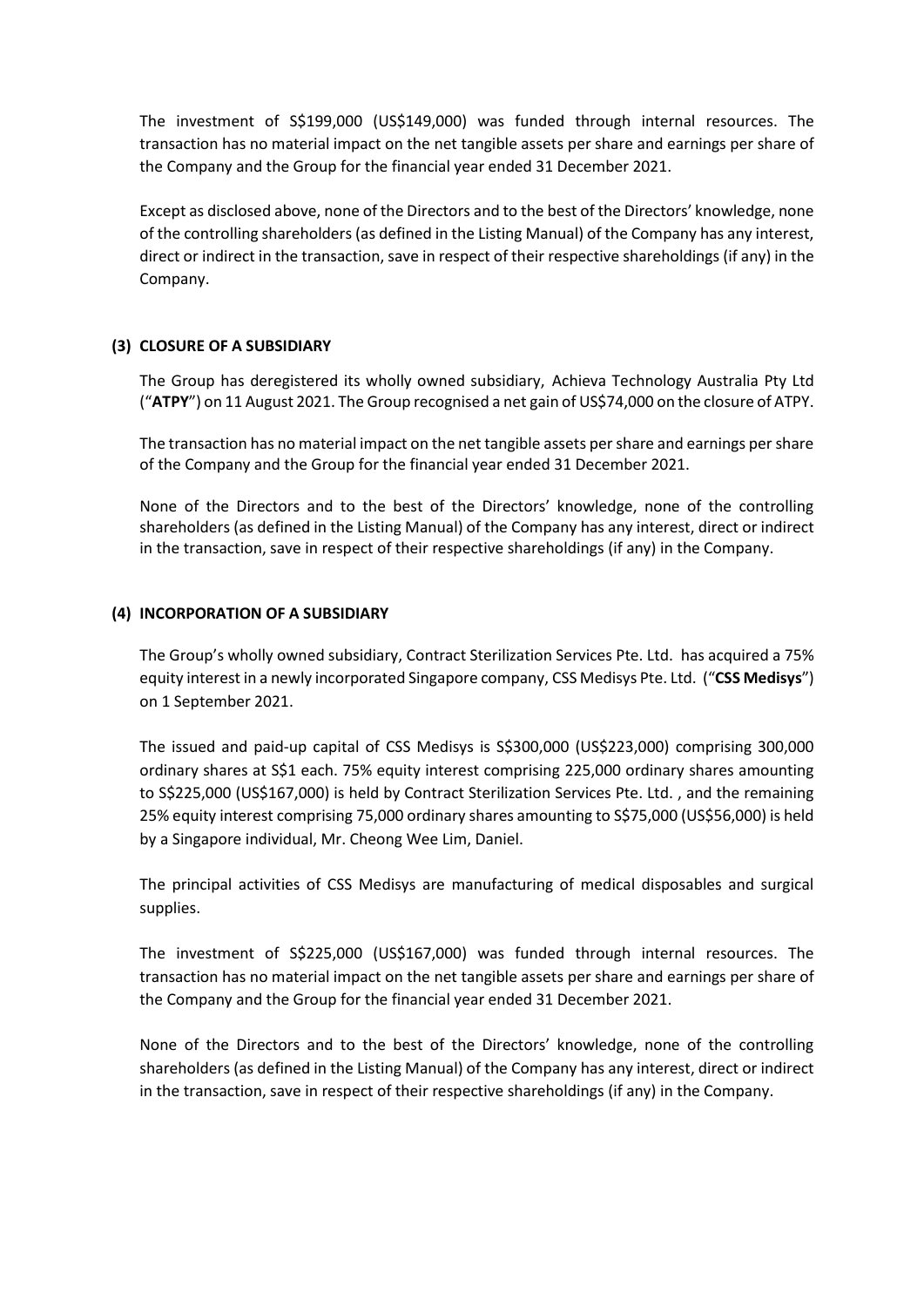The investment of S$199,000 (US$149,000) was funded through internal resources. The transaction has no material impact on the net tangible assets per share and earnings per share of the Company and the Group for the financial year ended 31 December 2021.

Except as disclosed above, none of the Directors and to the best of the Directors' knowledge, none of the controlling shareholders (as defined in the Listing Manual) of the Company has any interest, direct or indirect in the transaction, save in respect of their respective shareholdings (if any) in the Company.

## (3) CLOSURE OF A SUBSIDIARY

The Group has deregistered its wholly owned subsidiary, Achieva Technology Australia Pty Ltd ("**ATPY**") on 11 August 2021. The Group recognised a net gain of US$74,000 on the closure of ATPY.

The transaction has no material impact on the net tangible assets per share and earnings per share of the Company and the Group for the financial year ended 31 December 2021.

None of the Directors and to the best of the Directors' knowledge, none of the controlling shareholders (as defined in the Listing Manual) of the Company has any interest, direct or indirect in the transaction, save in respect of their respective shareholdings (if any) in the Company.

## (4) INCORPORATION OF A SUBSIDIARY

The Group's wholly owned subsidiary, Contract Sterilization Services Pte. Ltd. has acquired a 75% equity interest in a newly incorporated Singapore company, CSS Medisys Pte. Ltd. ("**CSS Medisys**") on 1 September 2021.

The issued and paid-up capital of CSS Medisys is S$300,000 (US$223,000) comprising 300,000 ordinary shares at S$1 each. 75% equity interest comprising 225,000 ordinary shares amounting to S$225,000 (US$167,000) is held by Contract Sterilization Services Pte. Ltd. , and the remaining 25% equity interest comprising 75,000 ordinary shares amounting to S$75,000 (US$56,000) is held by a Singapore individual, Mr. Cheong Wee Lim, Daniel.

The principal activities of CSS Medisys are manufacturing of medical disposables and surgical supplies.

The investment of S$225,000 (US$167,000) was funded through internal resources. The transaction has no material impact on the net tangible assets per share and earnings per share of the Company and the Group for the financial year ended 31 December 2021.

None of the Directors and to the best of the Directors' knowledge, none of the controlling shareholders (as defined in the Listing Manual) of the Company has any interest, direct or indirect in the transaction, save in respect of their respective shareholdings (if any) in the Company.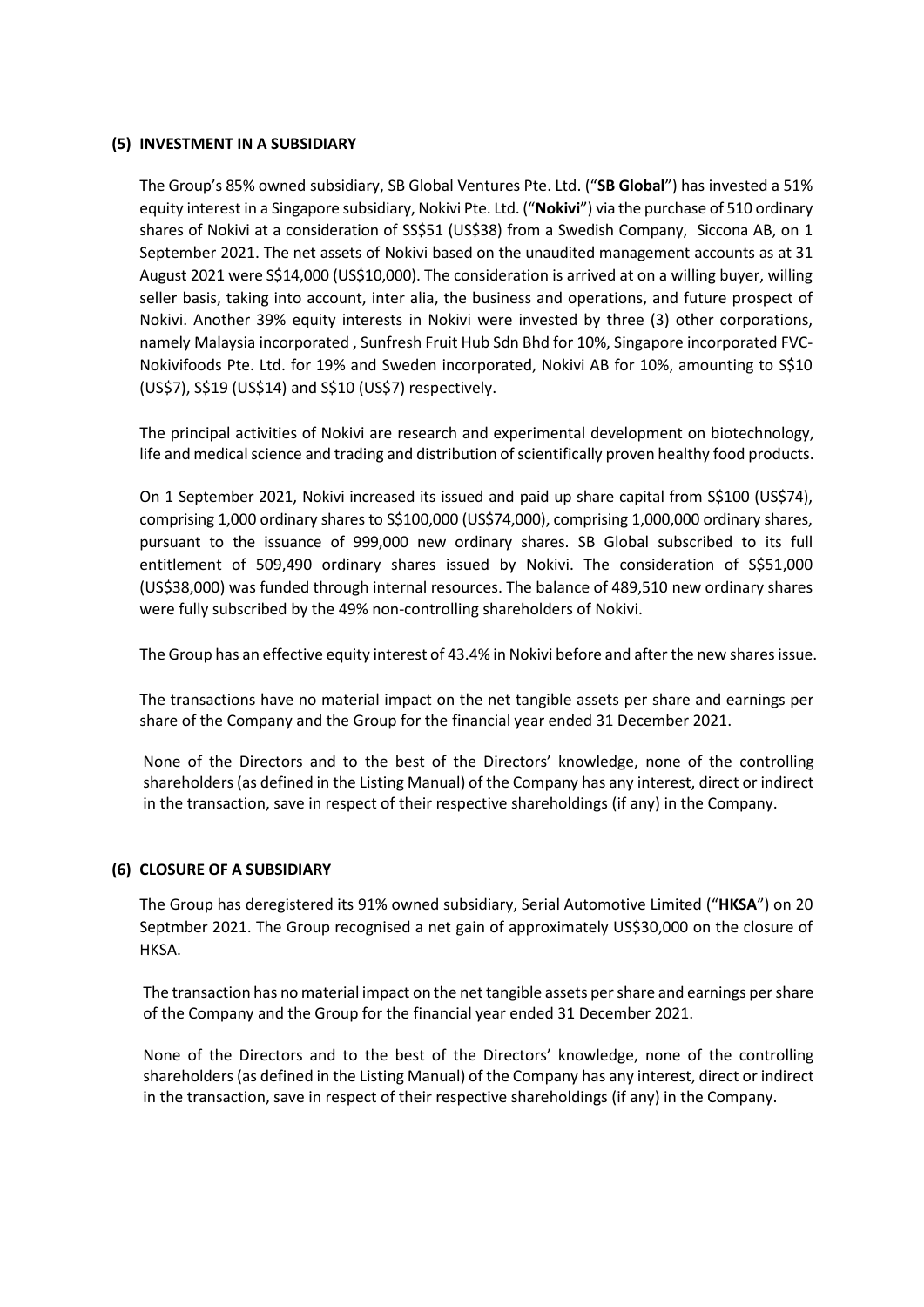## (5) INVESTMENT IN A SUBSIDIARY

The Group's 85% owned subsidiary, SB Global Ventures Pte. Ltd. ("**SB Global**") has invested a 51% equity interest in a Singapore subsidiary, Nokivi Pte. Ltd. ("**Nokivi**") via the purchase of 510 ordinary shares of Nokivi at a consideration of SS$51 (US$38) from a Swedish Company, Siccona AB, on 1 September 2021. The net assets of Nokivi based on the unaudited management accounts as at 31 August 2021 were S$14,000 (US$10,000). The consideration is arrived at on a willing buyer, willing seller basis, taking into account, inter alia, the business and operations, and future prospect of Nokivi. Another 39% equity interests in Nokivi were invested by three (3) other corporations, namely Malaysia incorporated , Sunfresh Fruit Hub Sdn Bhd for 10%, Singapore incorporated FVC-Nokivifoods Pte. Ltd. for 19% and Sweden incorporated, Nokivi AB for 10%, amounting to S$10 (US$7), S$19 (US$14) and S$10 (US$7) respectively.

The principal activities of Nokivi are research and experimental development on biotechnology, life and medical science and trading and distribution of scientifically proven healthy food products.

On 1 September 2021, Nokivi increased its issued and paid up share capital from S$100 (US$74), comprising 1,000 ordinary shares to S$100,000 (US$74,000), comprising 1,000,000 ordinary shares, pursuant to the issuance of 999,000 new ordinary shares. SB Global subscribed to its full entitlement of 509,490 ordinary shares issued by Nokivi. The consideration of S$51,000 (US$38,000) was funded through internal resources. The balance of 489,510 new ordinary shares were fully subscribed by the 49% non-controlling shareholders of Nokivi.

The Group has an effective equity interest of 43.4% in Nokivi before and after the new shares issue.

The transactions have no material impact on the net tangible assets per share and earnings per share of the Company and the Group for the financial year ended 31 December 2021.

None of the Directors and to the best of the Directors' knowledge, none of the controlling shareholders (as defined in the Listing Manual) of the Company has any interest, direct or indirect in the transaction, save in respect of their respective shareholdings (if any) in the Company.

## (6) CLOSURE OF A SUBSIDIARY

The Group has deregistered its 91% owned subsidiary, Serial Automotive Limited ("**HKSA**") on 20 Septmber 2021. The Group recognised a net gain of approximately US$30,000 on the closure of HKSA.

The transaction has no material impact on the net tangible assets per share and earnings per share of the Company and the Group for the financial year ended 31 December 2021.

None of the Directors and to the best of the Directors' knowledge, none of the controlling shareholders (as defined in the Listing Manual) of the Company has any interest, direct or indirect in the transaction, save in respect of their respective shareholdings (if any) in the Company.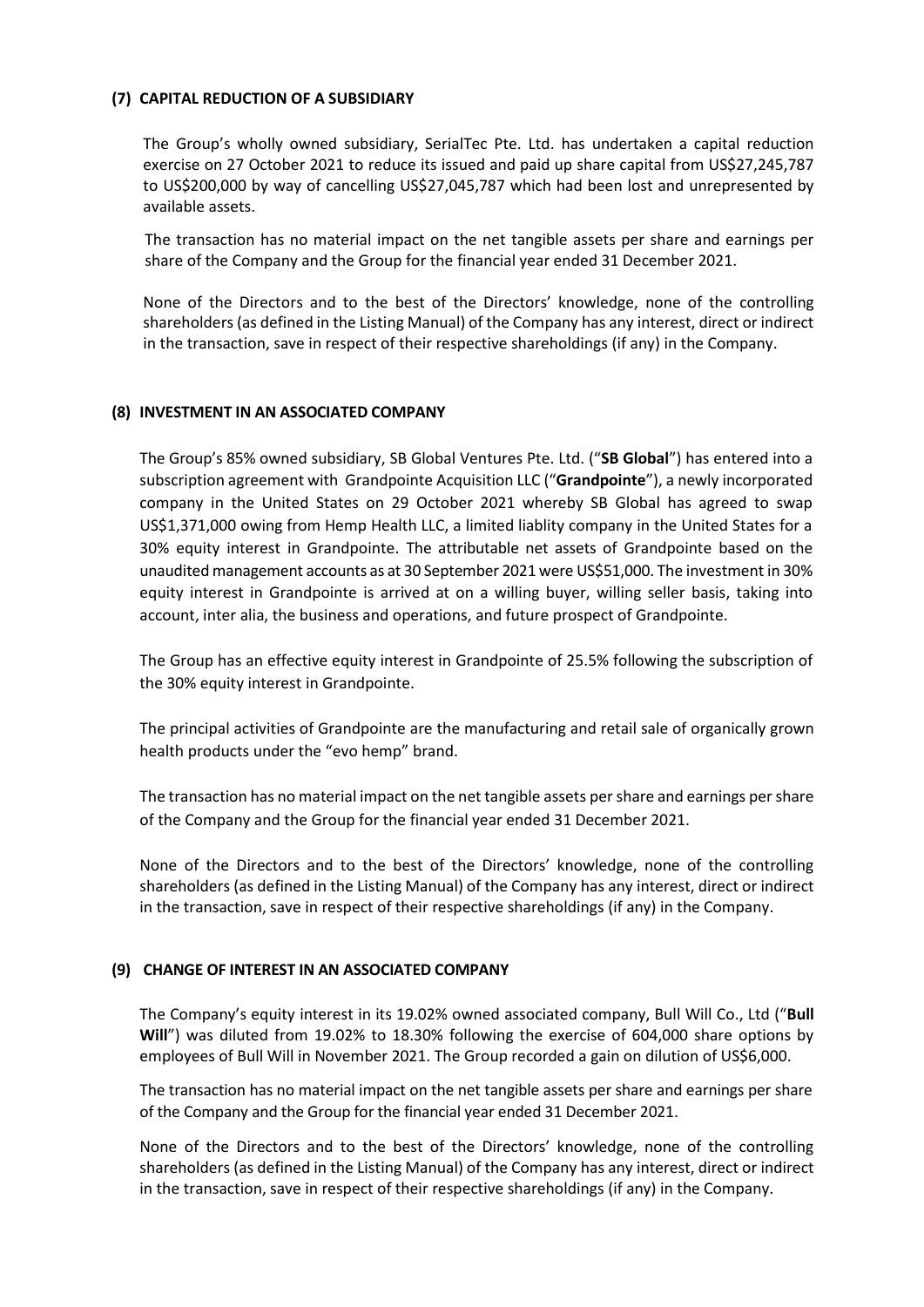## (7) CAPITAL REDUCTION OF A SUBSIDIARY

The Group's wholly owned subsidiary, SerialTec Pte. Ltd. has undertaken a capital reduction exercise on 27 October 2021 to reduce its issued and paid up share capital from US$27,245,787 to US$200,000 by way of cancelling US$27,045,787 which had been lost and unrepresented by available assets.

The transaction has no material impact on the net tangible assets per share and earnings per share of the Company and the Group for the financial year ended 31 December 2021.

None of the Directors and to the best of the Directors' knowledge, none of the controlling shareholders (as defined in the Listing Manual) of the Company has any interest, direct or indirect in the transaction, save in respect of their respective shareholdings (if any) in the Company.

## (8) INVESTMENT IN AN ASSOCIATED COMPANY

The Group's 85% owned subsidiary, SB Global Ventures Pte. Ltd. ("**SB Global**") has entered into a subscription agreement with Grandpointe Acquisition LLC ("**Grandpointe**"), a newly incorporated company in the United States on 29 October 2021 whereby SB Global has agreed to swap US$1,371,000 owing from Hemp Health LLC, a limited liablity company in the United States for a 30% equity interest in Grandpointe. The attributable net assets of Grandpointe based on the unaudited management accounts as at 30 September 2021 were US$51,000. The investment in 30% equity interest in Grandpointe is arrived at on a willing buyer, willing seller basis, taking into account, inter alia, the business and operations, and future prospect of Grandpointe.

The Group has an effective equity interest in Grandpointe of 25.5% following the subscription of the 30% equity interest in Grandpointe.

The principal activities of Grandpointe are the manufacturing and retail sale of organically grown health products under the "evo hemp" brand.

The transaction has no material impact on the net tangible assets per share and earnings per share of the Company and the Group for the financial year ended 31 December 2021.

None of the Directors and to the best of the Directors' knowledge, none of the controlling shareholders (as defined in the Listing Manual) of the Company has any interest, direct or indirect in the transaction, save in respect of their respective shareholdings (if any) in the Company.

## (9) CHANGE OF INTEREST IN AN ASSOCIATED COMPANY

The Company's equity interest in its 19.02% owned associated company, Bull Will Co., Ltd ("**Bull Will**") was diluted from 19.02% to 18.30% following the exercise of 604,000 share options by employees of Bull Will in November 2021. The Group recorded a gain on dilution of US$6,000.

The transaction has no material impact on the net tangible assets per share and earnings per share of the Company and the Group for the financial year ended 31 December 2021.

None of the Directors and to the best of the Directors' knowledge, none of the controlling shareholders (as defined in the Listing Manual) of the Company has any interest, direct or indirect in the transaction, save in respect of their respective shareholdings (if any) in the Company.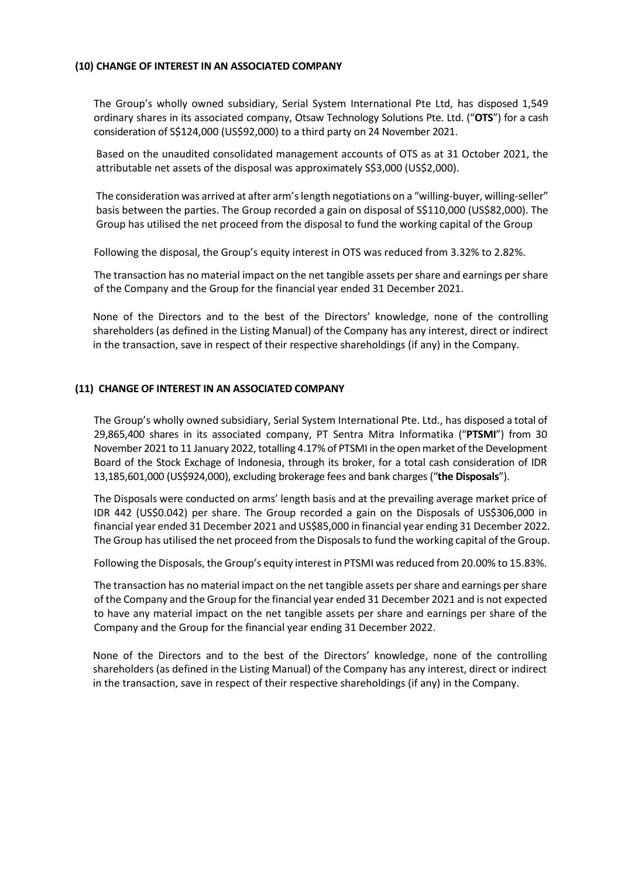### (10) CHANGE OF INTEREST IN AN ASSOCIATED COMPANY

The Group's wholly owned subsidiary, Serial System International Pte Ltd, has disposed 1,549 ordinary shares in its associated company, Otsaw Technology Solutions Pte. Ltd. ("**OTS**") for a cash consideration of S$124,000 (US$92,000) to a third party on 24 November 2021.

Based on the unaudited consolidated management accounts of OTS as at 31 October 2021, the attributable net assets of the disposal was approximately S$3,000 (US$2,000).

The consideration was arrived at after arm's length negotiations on a "willing-buyer, willing-seller" basis between the parties. The Group recorded a gain on disposal of S$110,000 (US$82,000). The Group has utilised the net proceed from the disposal to fund the working capital of the Group

Following the disposal, the Group's equity interest in OTS was reduced from 3.32% to 2.82%.

The transaction has no material impact on the net tangible assets per share and earnings per share of the Company and the Group for the financial year ended 31 December 2021.

None of the Directors and to the best of the Directors' knowledge, none of the controlling shareholders (as defined in the Listing Manual) of the Company has any interest, direct or indirect in the transaction, save in respect of their respective shareholdings (if any) in the Company.

### (11) CHANGE OF INTEREST IN AN ASSOCIATED COMPANY

The Group's wholly owned subsidiary, Serial System International Pte. Ltd., has disposed a total of 29,865,400 shares in its associated company, PT Sentra Mitra Informatika ("**PTSMI**") from 30 November 2021 to 11 January 2022, totalling 4.17% of PTSMI in the open market of the Development Board of the Stock Exchage of Indonesia, through its broker, for a total cash consideration of IDR 13,185,601,000 (US$924,000), excluding brokerage fees and bank charges ("**the Disposals**").

The Disposals were conducted on arms' length basis and at the prevailing average market price of IDR 442 (US$0.042) per share. The Group recorded a gain on the Disposals of US$306,000 in financial year ended 31 December 2021 and US$85,000 in financial year ending 31 December 2022. The Group has utilised the net proceed from the Disposals to fund the working capital of the Group.

Following the Disposals, the Group's equity interest in PTSMI was reduced from 20.00% to 15.83%.

The transaction has no material impact on the net tangible assets per share and earnings per share of the Company and the Group for the financial year ended 31 December 2021 and is not expected to have any material impact on the net tangible assets per share and earnings per share of the Company and the Group for the financial year ending 31 December 2022.

None of the Directors and to the best of the Directors' knowledge, none of the controlling shareholders (as defined in the Listing Manual) of the Company has any interest, direct or indirect in the transaction, save in respect of their respective shareholdings (if any) in the Company.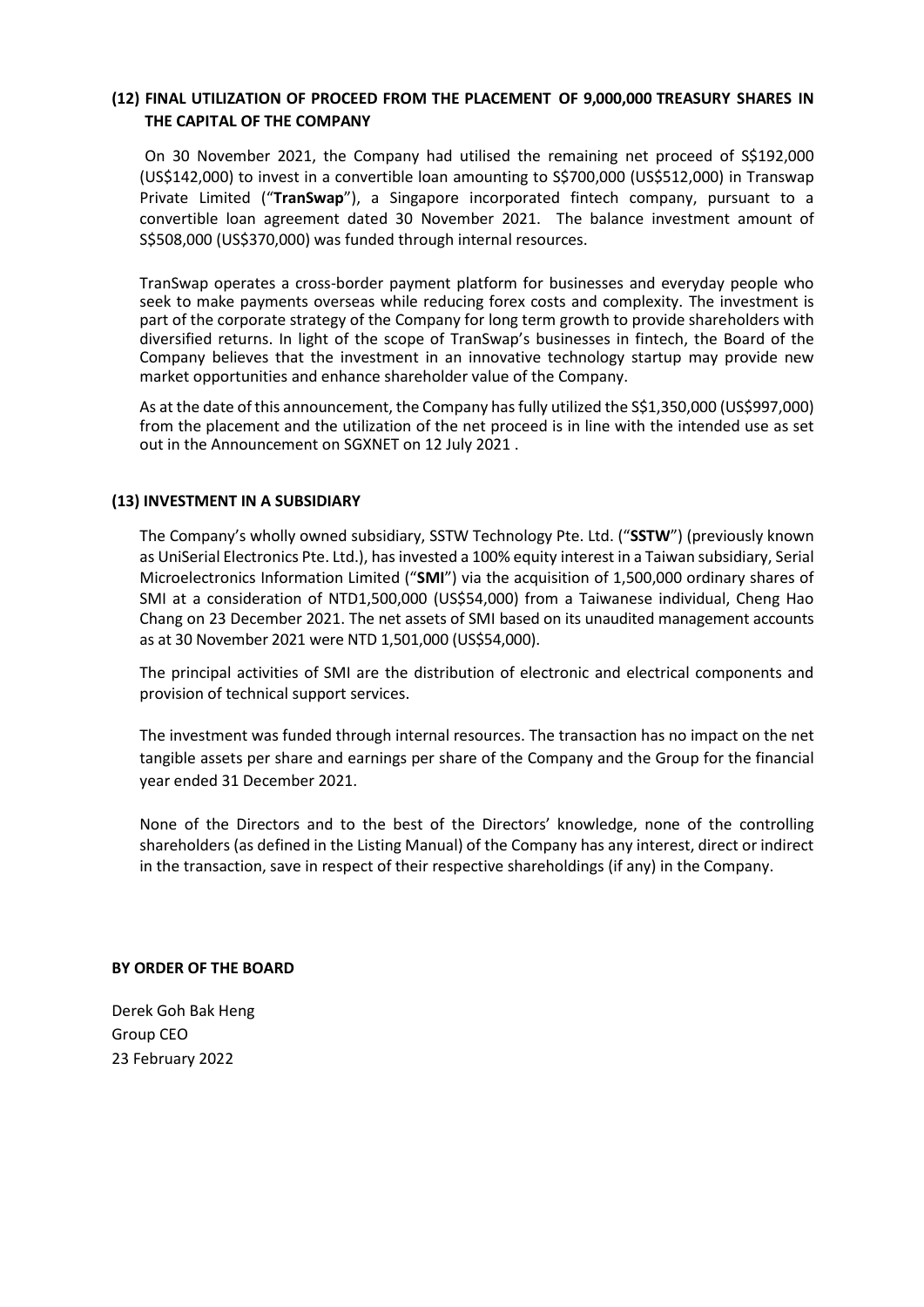## (12) FINAL UTILIZATION OF PROCEED FROM THE PLACEMENT OF 9,000,000 TREASURY SHARES IN THE CAPITAL OF THE COMPANY

On 30 November 2021, the Company had utilised the remaining net proceed of S$192,000 (US$142,000) to invest in a convertible loan amounting to S$700,000 (US$512,000) in Transwap Private Limited ("**TranSwap**"), a Singapore incorporated fintech company, pursuant to a convertible loan agreement dated 30 November 2021. The balance investment amount of S$508,000 (US$370,000) was funded through internal resources.

TranSwap operates a cross-border payment platform for businesses and everyday people who seek to make payments overseas while reducing forex costs and complexity. The investment is part of the corporate strategy of the Company for long term growth to provide shareholders with diversified returns. In light of the scope of TranSwap's businesses in fintech, the Board of the Company believes that the investment in an innovative technology startup may provide new market opportunities and enhance shareholder value of the Company.

As at the date of this announcement, the Company has fully utilized the S$1,350,000 (US$997,000) from the placement and the utilization of the net proceed is in line with the intended use as set out in the Announcement on SGXNET on 12 July 2021 .

## (13) INVESTMENT IN A SUBSIDIARY

The Company's wholly owned subsidiary, SSTW Technology Pte. Ltd. ("**SSTW**") (previously known as UniSerial Electronics Pte. Ltd.), has invested a 100% equity interest in a Taiwan subsidiary, Serial Microelectronics Information Limited ("**SMI**") via the acquisition of 1,500,000 ordinary shares of SMI at a consideration of NTD1,500,000 (US$54,000) from a Taiwanese individual, Cheng Hao Chang on 23 December 2021. The net assets of SMI based on its unaudited management accounts as at 30 November 2021 were NTD 1,501,000 (US$54,000).

The principal activities of SMI are the distribution of electronic and electrical components and provision of technical support services.

The investment was funded through internal resources. The transaction has no impact on the net tangible assets per share and earnings per share of the Company and the Group for the financial year ended 31 December 2021.

None of the Directors and to the best of the Directors' knowledge, none of the controlling shareholders (as defined in the Listing Manual) of the Company has any interest, direct or indirect in the transaction, save in respect of their respective shareholdings (if any) in the Company.

**BY ORDER OF THE BOARD**

Derek Goh Bak Heng
Group CEO
23 February 2022